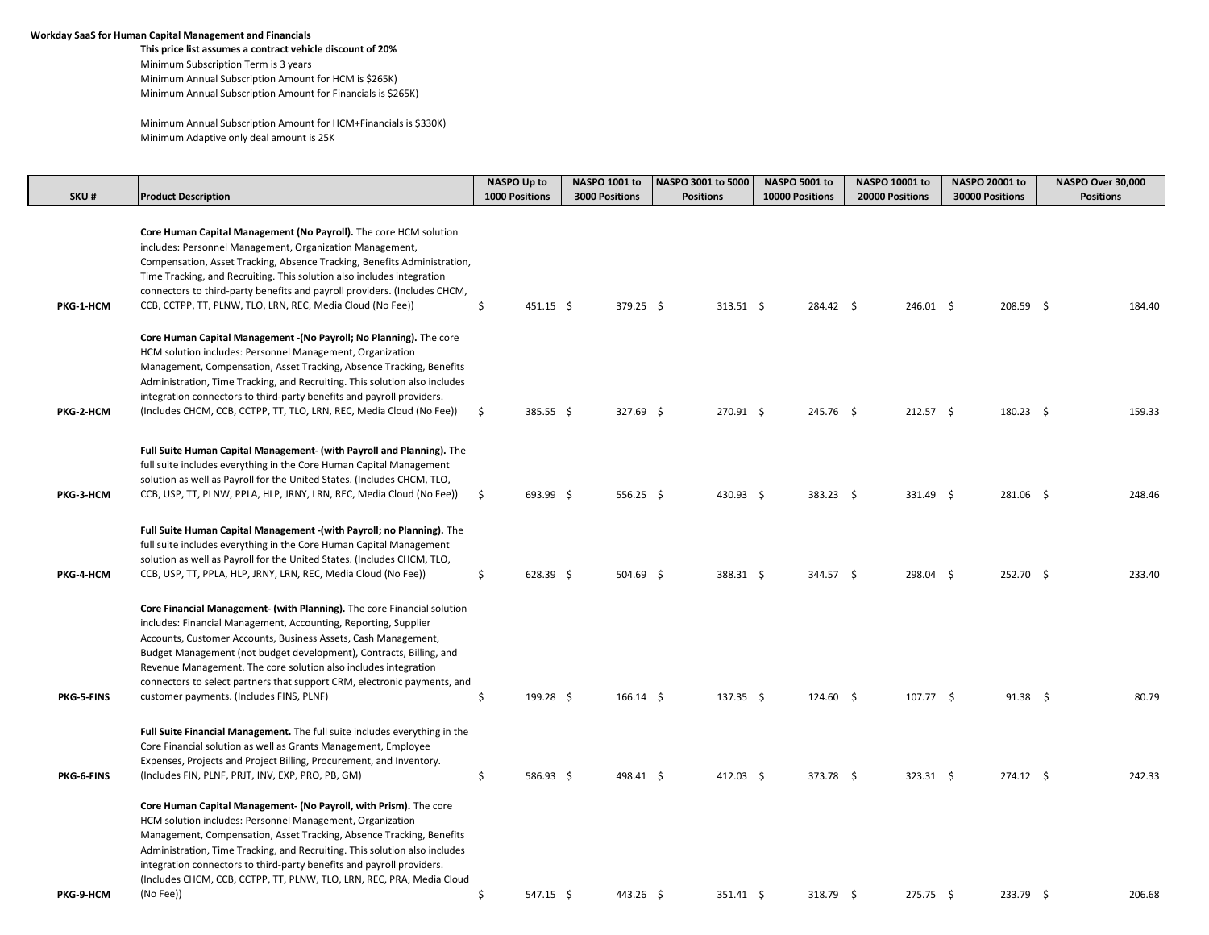**Workday SaaS for Human Capital Management and Financials**

**This price list assumes a contract vehicle discount of 20%**

Minimum Subscription Term is 3 years

Minimum Annual Subscription Amount for HCM is $265K)

Minimum Annual Subscription Amount for Financials is $265K)

Minimum Annual Subscription Amount for HCM+Financials is $330K)

Minimum Adaptive only deal amount is 25K

| SKU # | Product Description | NASPO Up to 1000 Positions | NASPO 1001 to 3000 Positions | NASPO 3001 to 5000 Positions | NASPO 5001 to 10000 Positions | NASPO 10001 to 20000 Positions | NASPO 20001 to 30000 Positions | NASPO Over 30,000 Positions |
|---|---|---|---|---|---|---|---|---|
| PKG-1-HCM | **Core Human Capital Management (No Payroll).** The core HCM solution includes: Personnel Management, Organization Management, Compensation, Asset Tracking, Absence Tracking, Benefits Administration, Time Tracking, and Recruiting. This solution also includes integration connectors to third-party benefits and payroll providers. (Includes CHCM, CCB, CCTPP, TT, PLNW, TLO, LRN, REC, Media Cloud (No Fee)) | $ 451.15 | $ 379.25 | $ 313.51 | $ 284.42 | $ 246.01 | $ 208.59 | $ 184.40 |
| PKG-2-HCM | **Core Human Capital Management -(No Payroll; No Planning).** The core HCM solution includes: Personnel Management, Organization Management, Compensation, Asset Tracking, Absence Tracking, Benefits Administration, Time Tracking, and Recruiting. This solution also includes integration connectors to third-party benefits and payroll providers. (Includes CHCM, CCB, CCTPP, TT, TLO, LRN, REC, Media Cloud (No Fee)) | $ 385.55 | $ 327.69 | $ 270.91 | $ 245.76 | $ 212.57 | $ 180.23 | $ 159.33 |
| PKG-3-HCM | **Full Suite Human Capital Management- (with Payroll and Planning).** The full suite includes everything in the Core Human Capital Management solution as well as Payroll for the United States. (Includes CHCM, TLO, CCB, USP, TT, PLNW, PPLA, HLP, JRNY, LRN, REC, Media Cloud (No Fee)) | $ 693.99 | $ 556.25 | $ 430.93 | $ 383.23 | $ 331.49 | $ 281.06 | $ 248.46 |
| PKG-4-HCM | **Full Suite Human Capital Management -(with Payroll; no Planning).** The full suite includes everything in the Core Human Capital Management solution as well as Payroll for the United States. (Includes CHCM, TLO, CCB, USP, TT, PPLA, HLP, JRNY, LRN, REC, Media Cloud (No Fee)) | $ 628.39 | $ 504.69 | $ 388.31 | $ 344.57 | $ 298.04 | $ 252.70 | $ 233.40 |
| PKG-5-FINS | **Core Financial Management- (with Planning).** The core Financial solution includes: Financial Management, Accounting, Reporting, Supplier Accounts, Customer Accounts, Business Assets, Cash Management, Budget Management (not budget development), Contracts, Billing, and Revenue Management. The core solution also includes integration connectors to select partners that support CRM, electronic payments, and customer payments. (Includes FINS, PLNF) | $ 199.28 | $ 166.14 | $ 137.35 | $ 124.60 | $ 107.77 | $ 91.38 | $ 80.79 |
| PKG-6-FINS | **Full Suite Financial Management.** The full suite includes everything in the Core Financial solution as well as Grants Management, Employee Expenses, Projects and Project Billing, Procurement, and Inventory. (Includes FIN, PLNF, PRJT, INV, EXP, PRO, PB, GM) | $ 586.93 | $ 498.41 | $ 412.03 | $ 373.78 | $ 323.31 | $ 274.12 | $ 242.33 |
| PKG-9-HCM | **Core Human Capital Management- (No Payroll, with Prism).** The core HCM solution includes: Personnel Management, Organization Management, Compensation, Asset Tracking, Absence Tracking, Benefits Administration, Time Tracking, and Recruiting. This solution also includes integration connectors to third-party benefits and payroll providers. (Includes CHCM, CCB, CCTPP, TT, PLNW, TLO, LRN, REC, PRA, Media Cloud (No Fee)) | $ 547.15 | $ 443.26 | $ 351.41 | $ 318.79 | $ 275.75 | $ 233.79 | $ 206.68 |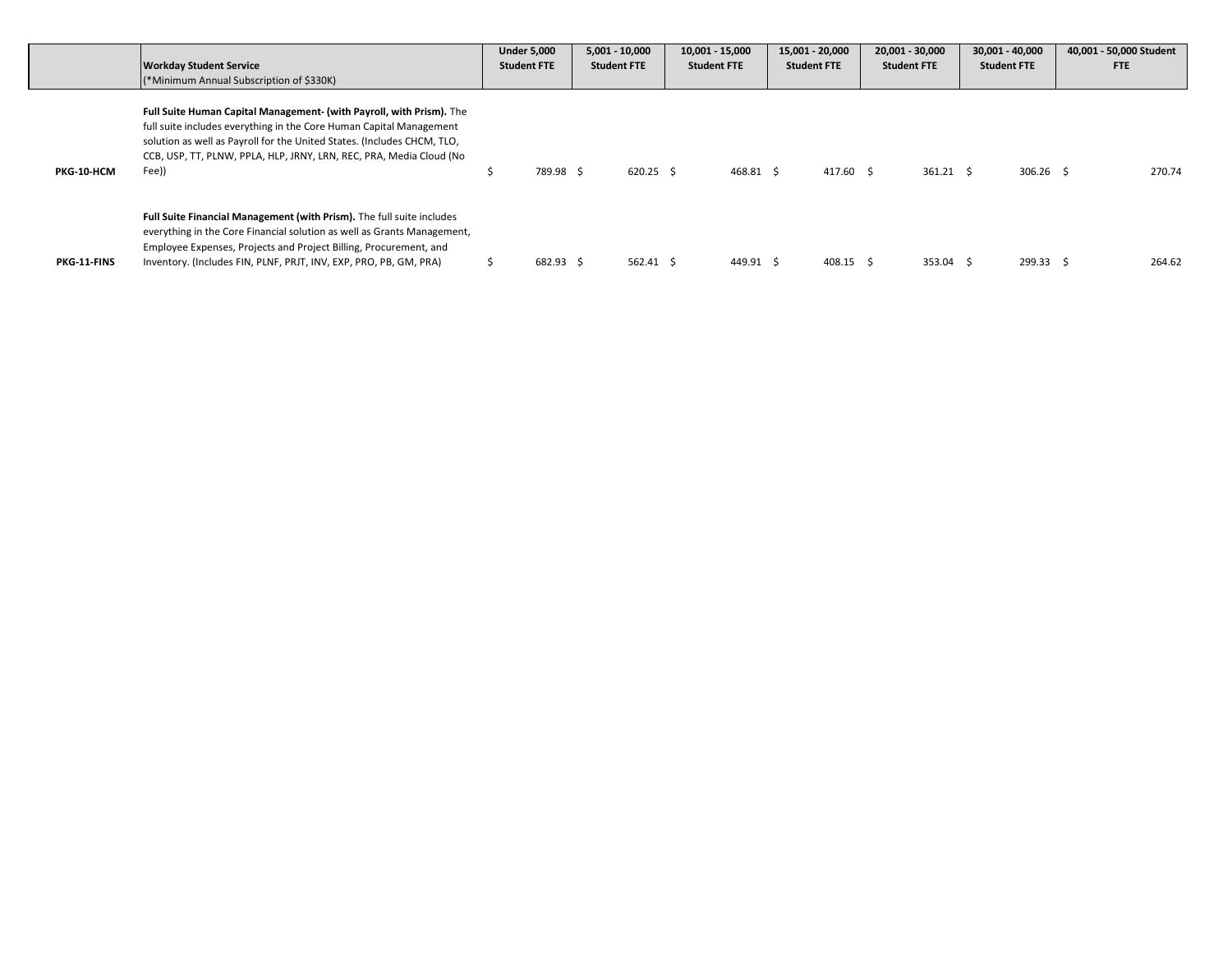| | **Workday Student Service** (*Minimum Annual Subscription of $330K) | **Under 5,000 Student FTE** | **5,001 - 10,000 Student FTE** | **10,001 - 15,000 Student FTE** | **15,001 - 20,000 Student FTE** | **20,001 - 30,000 Student FTE** | **30,001 - 40,000 Student FTE** | **40,001 - 50,000 Student FTE** |
|---|---|---|---|---|---|---|---|---|
| **PKG-10-HCM** | **Full Suite Human Capital Management- (with Payroll, with Prism).** The full suite includes everything in the Core Human Capital Management solution as well as Payroll for the United States. (Includes CHCM, TLO, CCB, USP, TT, PLNW, PPLA, HLP, JRNY, LRN, REC, PRA, Media Cloud (No Fee)) | $ 789.98 | $ 620.25 | $ 468.81 | $ 417.60 | $ 361.21 | $ 306.26 | $ 270.74 |
| **PKG-11-FINS** | **Full Suite Financial Management (with Prism).** The full suite includes everything in the Core Financial solution as well as Grants Management, Employee Expenses, Projects and Project Billing, Procurement, and Inventory. (Includes FIN, PLNF, PRJT, INV, EXP, PRO, PB, GM, PRA) | $ 682.93 | $ 562.41 | $ 449.91 | $ 408.15 | $ 353.04 | $ 299.33 | $ 264.62 |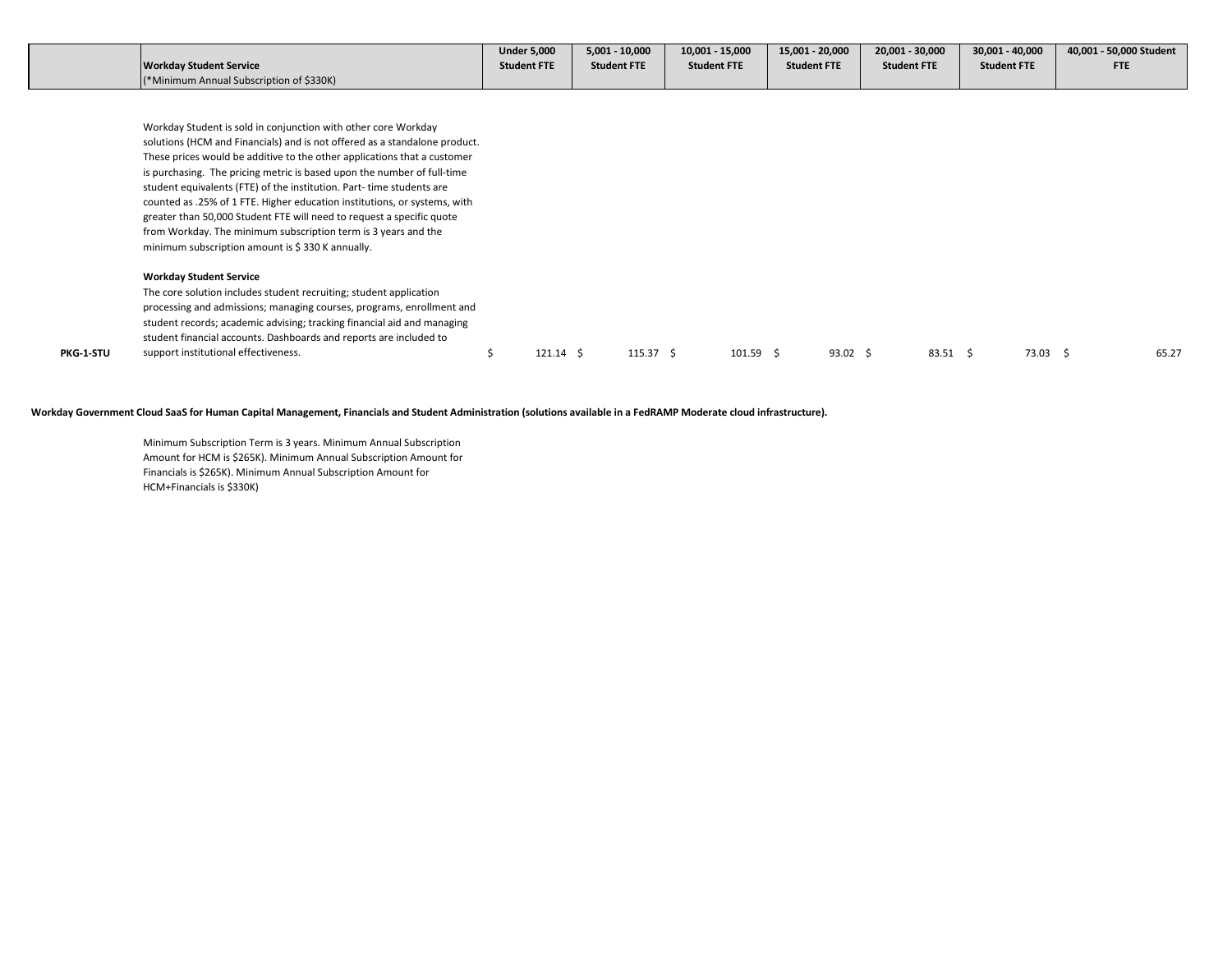| | Workday Student Service<br>(*Minimum Annual Subscription of $330K) | Under 5,000 Student FTE | 5,001 - 10,000 Student FTE | 10,001 - 15,000 Student FTE | 15,001 - 20,000 Student FTE | 20,001 - 30,000 Student FTE | 30,001 - 40,000 Student FTE | 40,001 - 50,000 Student FTE |
|---|---|---|---|---|---|---|---|---|
| | Workday Student is sold in conjunction with other core Workday solutions (HCM and Financials) and is not offered as a standalone product. These prices would be additive to the other applications that a customer is purchasing. The pricing metric is based upon the number of full-time student equivalents (FTE) of the institution. Part- time students are counted as .25% of 1 FTE. Higher education institutions, or systems, with greater than 50,000 Student FTE will need to request a specific quote from Workday. The minimum subscription term is 3 years and the minimum subscription amount is $ 330 K annually. | | | | | | | |
| PKG-1-STU | **Workday Student Service**<br>The core solution includes student recruiting; student application processing and admissions; managing courses, programs, enrollment and student records; academic advising; tracking financial aid and managing student financial accounts. Dashboards and reports are included to support institutional effectiveness. | $ 121.14 | $ 115.37 | $ 101.59 | $ 93.02 | $ 83.51 | $ 73.03 | $ 65.27 |

**Workday Government Cloud SaaS for Human Capital Management, Financials and Student Administration (solutions available in a FedRAMP Moderate cloud infrastructure).**

Minimum Subscription Term is 3 years. Minimum Annual Subscription Amount for HCM is $265K). Minimum Annual Subscription Amount for Financials is $265K). Minimum Annual Subscription Amount for HCM+Financials is $330K)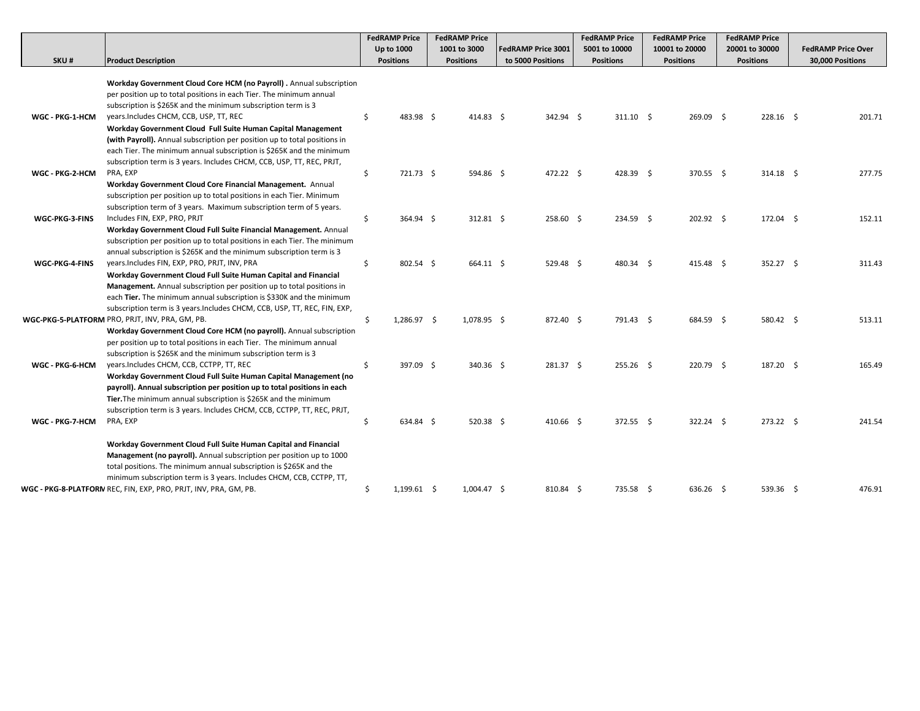| SKU # | Product Description | FedRAMP Price Up to 1000 Positions | FedRAMP Price 1001 to 3000 Positions | FedRAMP Price 3001 to 5000 Positions | FedRAMP Price 5001 to 10000 Positions | FedRAMP Price 10001 to 20000 Positions | FedRAMP Price 20001 to 30000 Positions | FedRAMP Price Over 30,000 Positions |
|---|---|---|---|---|---|---|---|---|
| WGC - PKG-1-HCM | **Workday Government Cloud Core HCM (no Payroll) .** Annual subscription per position up to total positions in each Tier. The minimum annual subscription is $265K and the minimum subscription term is 3 years.Includes CHCM, CCB, USP, TT, REC | $ 483.98 | $ 414.83 | $ 342.94 | $ 311.10 | $ 269.09 | $ 228.16 | $ 201.71 |
| WGC - PKG-2-HCM | **Workday Government Cloud Full Suite Human Capital Management (with Payroll).** Annual subscription per position up to total positions in each Tier. The minimum annual subscription is $265K and the minimum subscription term is 3 years. Includes CHCM, CCB, USP, TT, REC, PRJT, PRA, EXP | $ 721.73 | $ 594.86 | $ 472.22 | $ 428.39 | $ 370.55 | $ 314.18 | $ 277.75 |
| WGC-PKG-3-FINS | **Workday Government Cloud Core Financial Management.** Annual subscription per position up to total positions in each Tier. Minimum subscription term of 3 years. Maximum subscription term of 5 years. Includes FIN, EXP, PRO, PRJT | $ 364.94 | $ 312.81 | $ 258.60 | $ 234.59 | $ 202.92 | $ 172.04 | $ 152.11 |
| WGC-PKG-4-FINS | **Workday Government Cloud Full Suite Financial Management.** Annual subscription per position up to total positions in each Tier. The minimum annual subscription is $265K and the minimum subscription term is 3 years.Includes FIN, EXP, PRO, PRJT, INV, PRA | $ 802.54 | $ 664.11 | $ 529.48 | $ 480.34 | $ 415.48 | $ 352.27 | $ 311.43 |
| WGC-PKG-5-PLATFORM | **Workday Government Cloud Full Suite Human Capital and Financial Management.** Annual subscription per position up to total positions in each **Tier.** The minimum annual subscription is $330K and the minimum subscription term is 3 years.Includes CHCM, CCB, USP, TT, REC, FIN, EXP, PRO, PRJT, INV, PRA, GM, PB. | $ 1,286.97 | $ 1,078.95 | $ 872.40 | $ 791.43 | $ 684.59 | $ 580.42 | $ 513.11 |
| WGC - PKG-6-HCM | **Workday Government Cloud Core HCM (no payroll).** Annual subscription per position up to total positions in each Tier. The minimum annual subscription is $265K and the minimum subscription term is 3 years.Includes CHCM, CCB, CCTPP, TT, REC | $ 397.09 | $ 340.36 | $ 281.37 | $ 255.26 | $ 220.79 | $ 187.20 | $ 165.49 |
| WGC - PKG-7-HCM | **Workday Government Cloud Full Suite Human Capital Management (no payroll). Annual subscription per position up to total positions in each Tier.** The minimum annual subscription is $265K and the minimum subscription term is 3 years. Includes CHCM, CCB, CCTPP, TT, REC, PRJT, PRA, EXP | $ 634.84 | $ 520.38 | $ 410.66 | $ 372.55 | $ 322.24 | $ 273.22 | $ 241.54 |
| WGC - PKG-8-PLATFORM | **Workday Government Cloud Full Suite Human Capital and Financial Management (no payroll).** Annual subscription per position up to 1000 total positions. The minimum annual subscription is $265K and the minimum subscription term is 3 years. Includes CHCM, CCB, CCTPP, TT, REC, FIN, EXP, PRO, PRJT, INV, PRA, GM, PB. | $ 1,199.61 | $ 1,004.47 | $ 810.84 | $ 735.58 | $ 636.26 | $ 539.36 | $ 476.91 |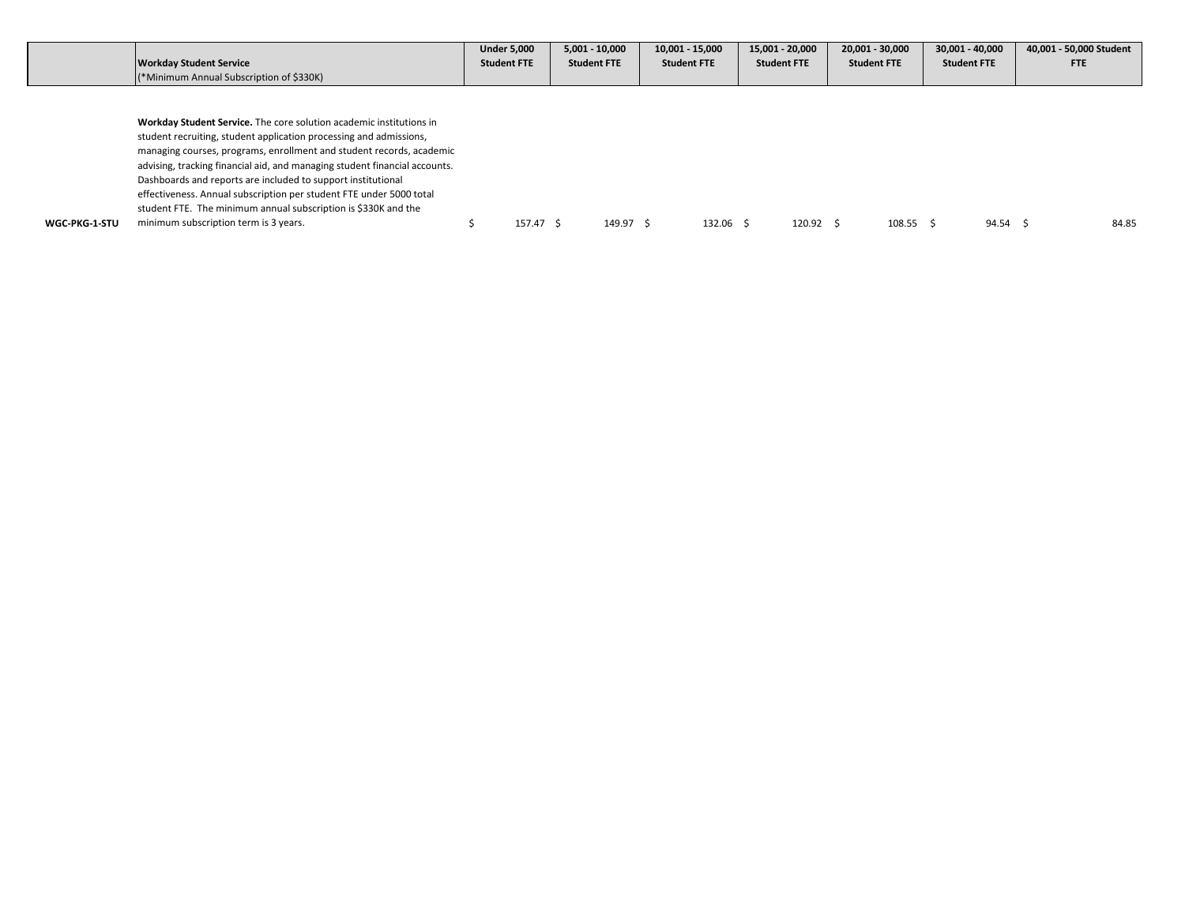| | **Workday Student Service**<br>(*Minimum Annual Subscription of $330K) | **Under 5,000 Student FTE** | **5,001 - 10,000 Student FTE** | **10,001 - 15,000 Student FTE** | **15,001 - 20,000 Student FTE** | **20,001 - 30,000 Student FTE** | **30,001 - 40,000 Student FTE** | **40,001 - 50,000 Student FTE** |
|---|---|---|---|---|---|---|---|---|
| **WGC-PKG-1-STU** | **Workday Student Service.** The core solution academic institutions in student recruiting, student application processing and admissions, managing courses, programs, enrollment and student records, academic advising, tracking financial aid, and managing student financial accounts. Dashboards and reports are included to support institutional effectiveness. Annual subscription per student FTE under 5000 total student FTE. The minimum annual subscription is $330K and the minimum subscription term is 3 years. | $ 157.47 | $ 149.97 | $ 132.06 | $ 120.92 | $ 108.55 | $ 94.54 | $ 84.85 |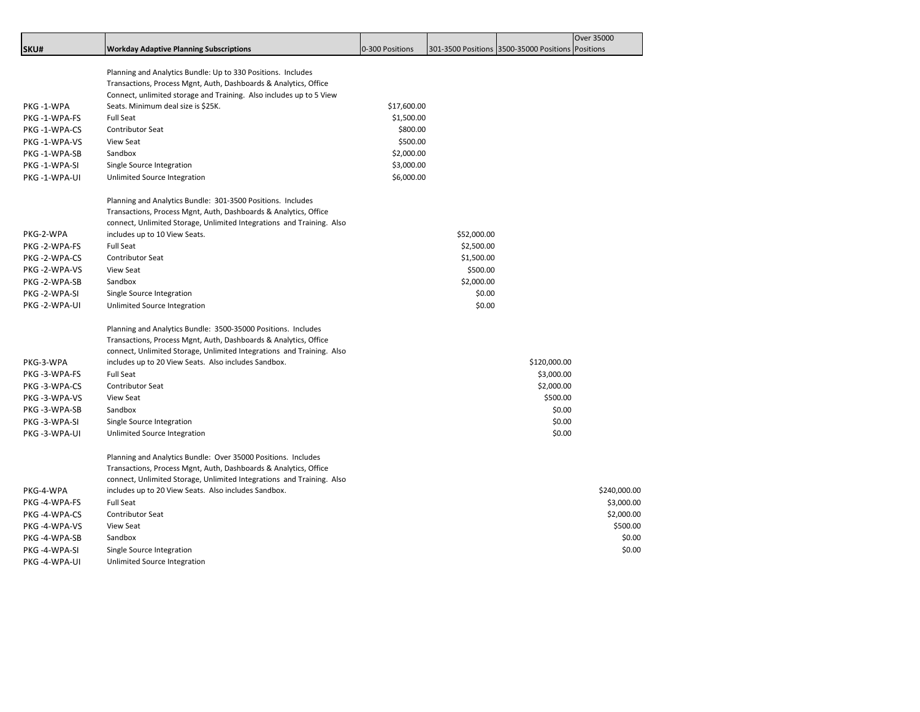| SKU# | Workday Adaptive Planning Subscriptions | 0-300 Positions | 301-3500 Positions | 3500-35000 Positions | Over 35000 Positions |
|---|---|---|---|---|---|
| PKG -1-WPA | Planning and Analytics Bundle: Up to 330 Positions. Includes Transactions, Process Mgnt, Auth, Dashboards & Analytics, Office Connect, unlimited storage and Training. Also includes up to 5 View Seats. Minimum deal size is $25K. | $17,600.00 | | | |
| PKG -1-WPA-FS | Full Seat | $1,500.00 | | | |
| PKG -1-WPA-CS | Contributor Seat | $800.00 | | | |
| PKG -1-WPA-VS | View Seat | $500.00 | | | |
| PKG -1-WPA-SB | Sandbox | $2,000.00 | | | |
| PKG -1-WPA-SI | Single Source Integration | $3,000.00 | | | |
| PKG -1-WPA-UI | Unlimited Source Integration | $6,000.00 | | | |
| PKG-2-WPA | Planning and Analytics Bundle: 301-3500 Positions. Includes Transactions, Process Mgnt, Auth, Dashboards & Analytics, Office connect, Unlimited Storage, Unlimited Integrations and Training. Also includes up to 10 View Seats. | | $52,000.00 | | |
| PKG -2-WPA-FS | Full Seat | | $2,500.00 | | |
| PKG -2-WPA-CS | Contributor Seat | | $1,500.00 | | |
| PKG -2-WPA-VS | View Seat | | $500.00 | | |
| PKG -2-WPA-SB | Sandbox | | $2,000.00 | | |
| PKG -2-WPA-SI | Single Source Integration | | $0.00 | | |
| PKG -2-WPA-UI | Unlimited Source Integration | | $0.00 | | |
| PKG-3-WPA | Planning and Analytics Bundle: 3500-35000 Positions. Includes Transactions, Process Mgnt, Auth, Dashboards & Analytics, Office connect, Unlimited Storage, Unlimited Integrations and Training. Also includes up to 20 View Seats. Also includes Sandbox. | | | $120,000.00 | |
| PKG -3-WPA-FS | Full Seat | | | $3,000.00 | |
| PKG -3-WPA-CS | Contributor Seat | | | $2,000.00 | |
| PKG -3-WPA-VS | View Seat | | | $500.00 | |
| PKG -3-WPA-SB | Sandbox | | | $0.00 | |
| PKG -3-WPA-SI | Single Source Integration | | | $0.00 | |
| PKG -3-WPA-UI | Unlimited Source Integration | | | $0.00 | |
| PKG-4-WPA | Planning and Analytics Bundle: Over 35000 Positions. Includes Transactions, Process Mgnt, Auth, Dashboards & Analytics, Office connect, Unlimited Storage, Unlimited Integrations and Training. Also includes up to 20 View Seats. Also includes Sandbox. | | | | $240,000.00 |
| PKG -4-WPA-FS | Full Seat | | | | $3,000.00 |
| PKG -4-WPA-CS | Contributor Seat | | | | $2,000.00 |
| PKG -4-WPA-VS | View Seat | | | | $500.00 |
| PKG -4-WPA-SB | Sandbox | | | | $0.00 |
| PKG -4-WPA-SI | Single Source Integration | | | | $0.00 |
| PKG -4-WPA-UI | Unlimited Source Integration | | | | |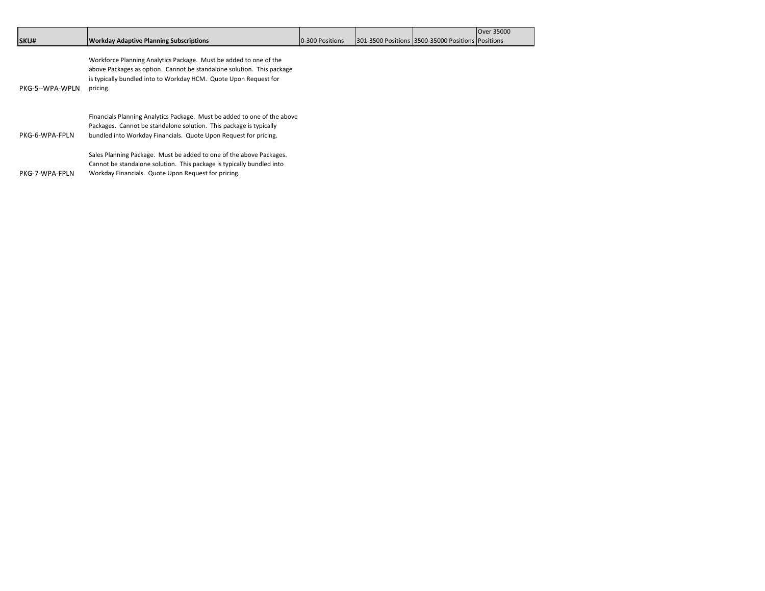| SKU# | Workday Adaptive Planning Subscriptions | 0-300 Positions | 301-3500 Positions | 3500-35000 Positions | Over 35000 Positions |
| --- | --- | --- | --- | --- | --- |
| PKG-5--WPA-WPLN | Workforce Planning Analytics Package. Must be added to one of the above Packages as option. Cannot be standalone solution. This package is typically bundled into to Workday HCM. Quote Upon Request for pricing. | | | | |
| PKG-6-WPA-FPLN | Financials Planning Analytics Package. Must be added to one of the above Packages. Cannot be standalone solution. This package is typically bundled into Workday Financials. Quote Upon Request for pricing. | | | | |
| PKG-7-WPA-FPLN | Sales Planning Package. Must be added to one of the above Packages. Cannot be standalone solution. This package is typically bundled into Workday Financials. Quote Upon Request for pricing. | | | | |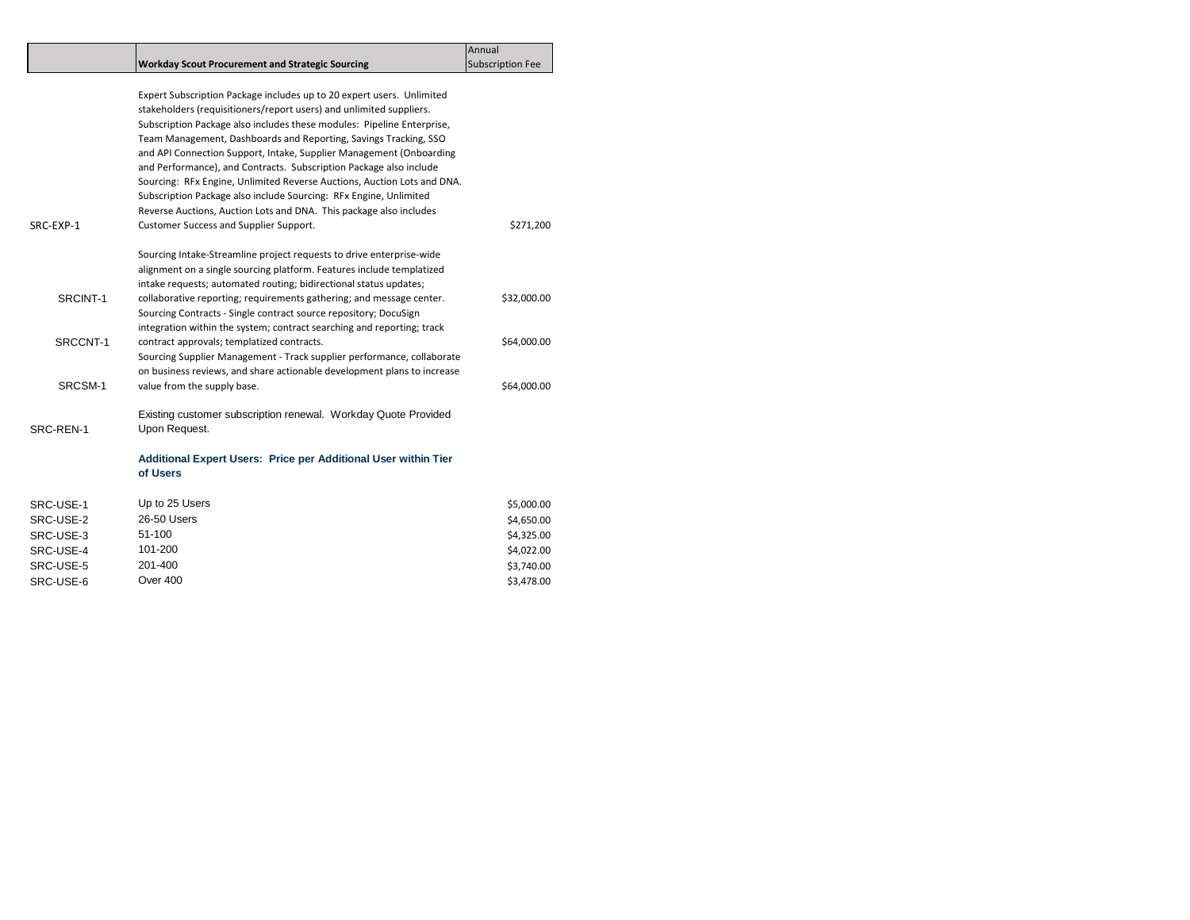|  | Workday Scout Procurement and Strategic Sourcing | Annual Subscription Fee |
|---|---|---|
| SRC-EXP-1 | Expert Subscription Package includes up to 20 expert users. Unlimited stakeholders (requisitioners/report users) and unlimited suppliers. Subscription Package also includes these modules: Pipeline Enterprise, Team Management, Dashboards and Reporting, Savings Tracking, SSO and API Connection Support, Intake, Supplier Management (Onboarding and Performance), and Contracts. Subscription Package also include Sourcing: RFx Engine, Unlimited Reverse Auctions, Auction Lots and DNA. Subscription Package also include Sourcing: RFx Engine, Unlimited Reverse Auctions, Auction Lots and DNA. This package also includes Customer Success and Supplier Support. | $271,200 |
| SRCINT-1 | Sourcing Intake-Streamline project requests to drive enterprise-wide alignment on a single sourcing platform. Features include templatized intake requests; automated routing; bidirectional status updates; collaborative reporting; requirements gathering; and message center. | $32,000.00 |
| SRCCNT-1 | Sourcing Contracts - Single contract source repository; DocuSign integration within the system; contract searching and reporting; track contract approvals; templatized contracts. | $64,000.00 |
| SRCSM-1 | Sourcing Supplier Management - Track supplier performance, collaborate on business reviews, and share actionable development plans to increase value from the supply base. | $64,000.00 |
| SRC-REN-1 | Existing customer subscription renewal. Workday Quote Provided Upon Request. | |
|  | **Additional Expert Users: Price per Additional User within Tier of Users** | |
| SRC-USE-1 | Up to 25 Users | $5,000.00 |
| SRC-USE-2 | 26-50 Users | $4,650.00 |
| SRC-USE-3 | 51-100 | $4,325.00 |
| SRC-USE-4 | 101-200 | $4,022.00 |
| SRC-USE-5 | 201-400 | $3,740.00 |
| SRC-USE-6 | Over 400 | $3,478.00 |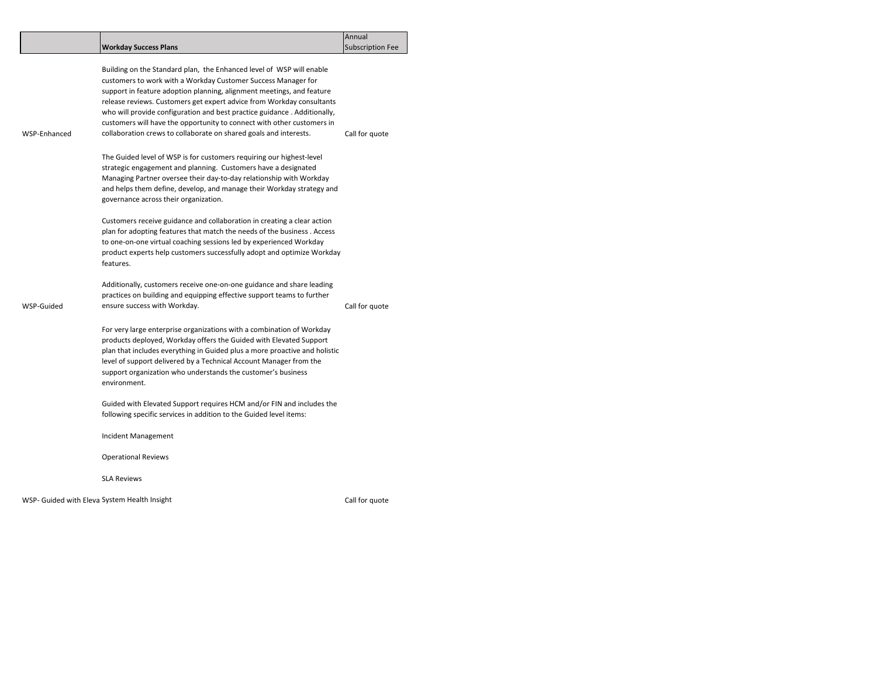|  | **Workday Success Plans** | Annual Subscription Fee |
|---|---|---|
| WSP-Enhanced | Building on the Standard plan, the Enhanced level of WSP will enable customers to work with a Workday Customer Success Manager for support in feature adoption planning, alignment meetings, and feature release reviews. Customers get expert advice from Workday consultants who will provide configuration and best practice guidance . Additionally, customers will have the opportunity to connect with other customers in collaboration crews to collaborate on shared goals and interests. | Call for quote |
| WSP-Guided | The Guided level of WSP is for customers requiring our highest-level strategic engagement and planning. Customers have a designated Managing Partner oversee their day-to-day relationship with Workday and helps them define, develop, and manage their Workday strategy and governance across their organization.<br><br>Customers receive guidance and collaboration in creating a clear action plan for adopting features that match the needs of the business . Access to one-on-one virtual coaching sessions led by experienced Workday product experts help customers successfully adopt and optimize Workday features.<br><br>Additionally, customers receive one-on-one guidance and share leading practices on building and equipping effective support teams to further ensure success with Workday. | Call for quote |
| WSP- Guided with Eleva | For very large enterprise organizations with a combination of Workday products deployed, Workday offers the Guided with Elevated Support plan that includes everything in Guided plus a more proactive and holistic level of support delivered by a Technical Account Manager from the support organization who understands the customer's business environment.<br><br>Guided with Elevated Support requires HCM and/or FIN and includes the following specific services in addition to the Guided level items:<br><br>Incident Management<br><br>Operational Reviews<br><br>SLA Reviews<br><br>System Health Insight | Call for quote |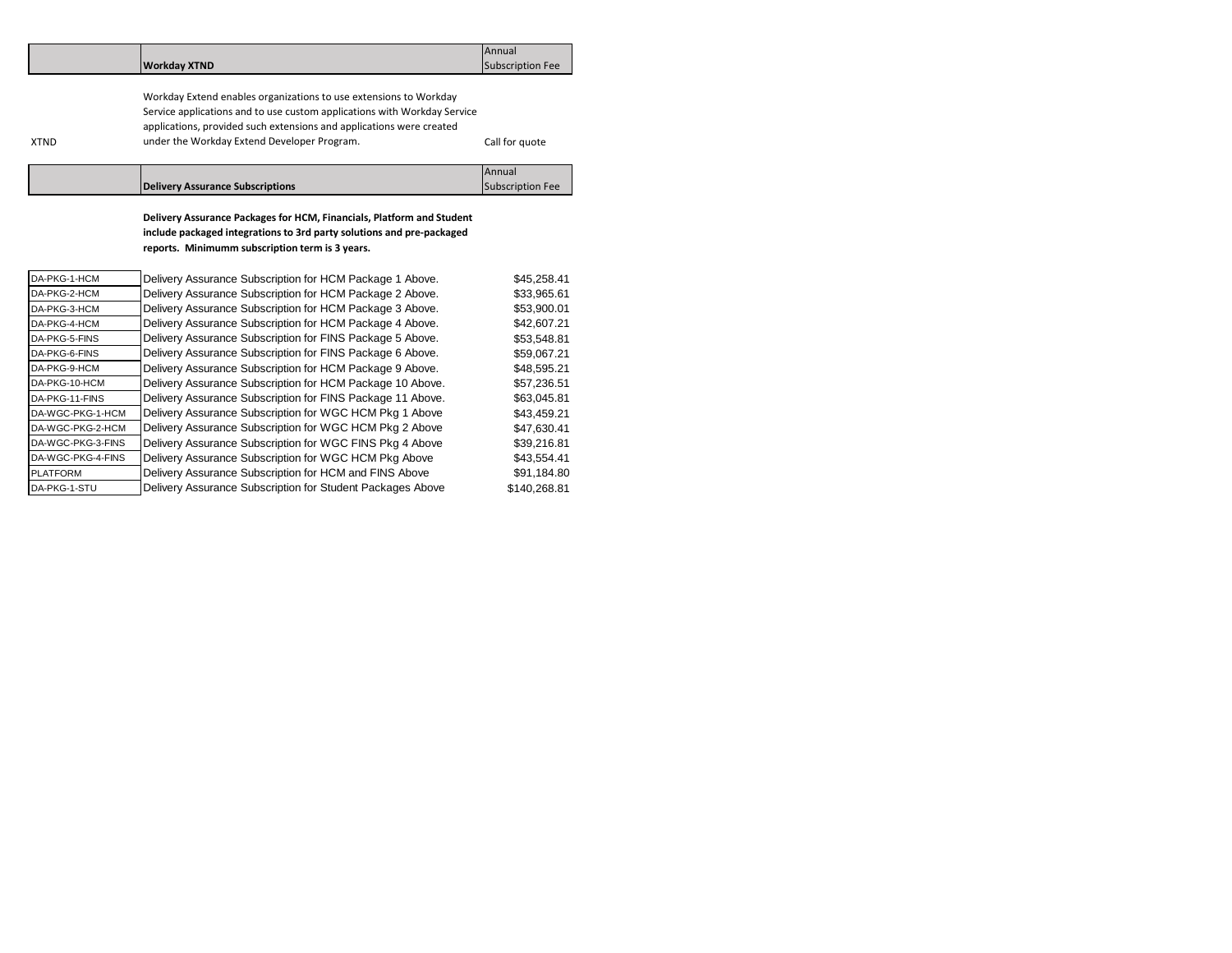| | Workday XTND | Annual Subscription Fee |
| --- | --- | --- |
| XTND | Workday Extend enables organizations to use extensions to Workday Service applications and to use custom applications with Workday Service applications, provided such extensions and applications were created under the Workday Extend Developer Program. | Call for quote |

| | Delivery Assurance Subscriptions | Annual Subscription Fee |
| --- | --- | --- |
| | **Delivery Assurance Packages for HCM, Financials, Platform and Student include packaged integrations to 3rd party solutions and pre-packaged reports. Minimumm subscription term is 3 years.** | |
| DA-PKG-1-HCM | Delivery Assurance Subscription for HCM Package 1 Above. | $45,258.41 |
| DA-PKG-2-HCM | Delivery Assurance Subscription for HCM Package 2 Above. | $33,965.61 |
| DA-PKG-3-HCM | Delivery Assurance Subscription for HCM Package 3 Above. | $53,900.01 |
| DA-PKG-4-HCM | Delivery Assurance Subscription for HCM Package 4 Above. | $42,607.21 |
| DA-PKG-5-FINS | Delivery Assurance Subscription for FINS Package 5 Above. | $53,548.81 |
| DA-PKG-6-FINS | Delivery Assurance Subscription for FINS Package 6 Above. | $59,067.21 |
| DA-PKG-9-HCM | Delivery Assurance Subscription for HCM Package 9 Above. | $48,595.21 |
| DA-PKG-10-HCM | Delivery Assurance Subscription for HCM Package 10 Above. | $57,236.51 |
| DA-PKG-11-FINS | Delivery Assurance Subscription for FINS Package 11 Above. | $63,045.81 |
| DA-WGC-PKG-1-HCM | Delivery Assurance Subscription for WGC HCM Pkg 1 Above | $43,459.21 |
| DA-WGC-PKG-2-HCM | Delivery Assurance Subscription for WGC HCM Pkg 2 Above | $47,630.41 |
| DA-WGC-PKG-3-FINS | Delivery Assurance Subscription for WGC FINS Pkg 4 Above | $39,216.81 |
| DA-WGC-PKG-4-FINS | Delivery Assurance Subscription for WGC HCM Pkg Above | $43,554.41 |
| PLATFORM | Delivery Assurance Subscription for HCM and FINS Above | $91,184.80 |
| DA-PKG-1-STU | Delivery Assurance Subscription for Student Packages Above | $140,268.81 |